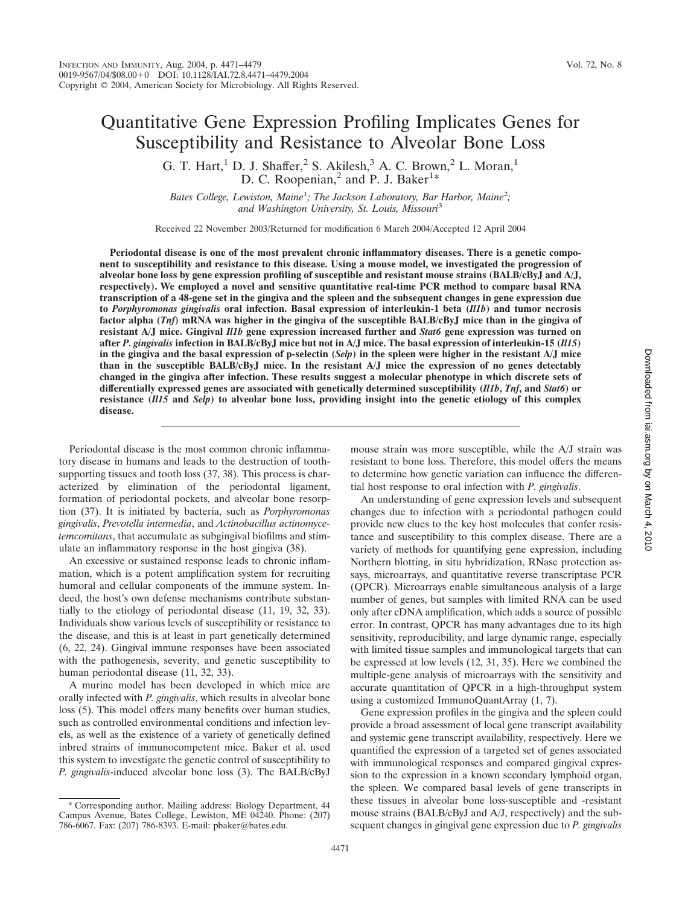# Quantitative Gene Expression Profiling Implicates Genes for Susceptibility and Resistance to Alveolar Bone Loss

G. T. Hart,[1] D. J. Shaffer,[2] S. Akilesh,[3] A. C. Brown,[2] L. Moran,[1] D. C. Roopenian,[2] and P. J. Baker[1]*

*Bates College, Lewiston, Maine[1]; The Jackson Laboratory, Bar Harbor, Maine[2]; and Washington University, St. Louis, Missouri[3]*

Received 22 November 2003/Returned for modification 6 March 2004/Accepted 12 April 2004

**Periodontal disease is one of the most prevalent chronic inflammatory diseases. There is a genetic component to susceptibility and resistance to this disease. Using a mouse model, we investigated the progression of alveolar bone loss by gene expression profiling of susceptible and resistant mouse strains (BALB/cByJ and A/J, respectively). We employed a novel and sensitive quantitative real-time PCR method to compare basal RNA transcription of a 48-gene set in the gingiva and the spleen and the subsequent changes in gene expression due to *Porphyromonas gingivalis* oral infection. Basal expression of interleukin-1 beta (*Il1b*) and tumor necrosis factor alpha (*Tnf*) mRNA was higher in the gingiva of the susceptible BALB/cByJ mice than in the gingiva of resistant A/J mice. Gingival *Il1b* gene expression increased further and *Stat6* gene expression was turned on after *P. gingivalis* infection in BALB/cByJ mice but not in A/J mice. The basal expression of interleukin-15 (*Il15*) in the gingiva and the basal expression of p-selectin (*Selp*) in the spleen were higher in the resistant A/J mice than in the susceptible BALB/cByJ mice. In the resistant A/J mice the expression of no genes detectably changed in the gingiva after infection. These results suggest a molecular phenotype in which discrete sets of differentially expressed genes are associated with genetically determined susceptibility (*Il1b*, *Tnf*, and *Stat6*) or resistance (*Il15* and *Selp*) to alveolar bone loss, providing insight into the genetic etiology of this complex disease.**

Periodontal disease is the most common chronic inflammatory disease in humans and leads to the destruction of tooth-supporting tissues and tooth loss (37, 38). This process is characterized by elimination of the periodontal ligament, formation of periodontal pockets, and alveolar bone resorption (37). It is initiated by bacteria, such as *Porphyromonas gingivalis*, *Prevotella intermedia*, and *Actinobacillus actinomycetemcomitans*, that accumulate as subgingival biofilms and stimulate an inflammatory response in the host gingiva (38).

An excessive or sustained response leads to chronic inflammation, which is a potent amplification system for recruiting humoral and cellular components of the immune system. Indeed, the host's own defense mechanisms contribute substantially to the etiology of periodontal disease (11, 19, 32, 33). Individuals show various levels of susceptibility or resistance to the disease, and this is at least in part genetically determined (6, 22, 24). Gingival immune responses have been associated with the pathogenesis, severity, and genetic susceptibility to human periodontal disease (11, 32, 33).

A murine model has been developed in which mice are orally infected with *P. gingivalis*, which results in alveolar bone loss (5). This model offers many benefits over human studies, such as controlled environmental conditions and infection levels, as well as the existence of a variety of genetically defined inbred strains of immunocompetent mice. Baker et al. used this system to investigate the genetic control of susceptibility to *P. gingivalis*-induced alveolar bone loss (3). The BALB/cByJ mouse strain was more susceptible, while the A/J strain was resistant to bone loss. Therefore, this model offers the means to determine how genetic variation can influence the differential host response to oral infection with *P. gingivalis*.

An understanding of gene expression levels and subsequent changes due to infection with a periodontal pathogen could provide new clues to the key host molecules that confer resistance and susceptibility to this complex disease. There are a variety of methods for quantifying gene expression, including Northern blotting, in situ hybridization, RNase protection assays, microarrays, and quantitative reverse transcriptase PCR (QPCR). Microarrays enable simultaneous analysis of a large number of genes, but samples with limited RNA can be used only after cDNA amplification, which adds a source of possible error. In contrast, QPCR has many advantages due to its high sensitivity, reproducibility, and large dynamic range, especially with limited tissue samples and immunological targets that can be expressed at low levels (12, 31, 35). Here we combined the multiple-gene analysis of microarrays with the sensitivity and accurate quantitation of QPCR in a high-throughput system using a customized ImmunoQuantArray (1, 7).

Gene expression profiles in the gingiva and the spleen could provide a broad assessment of local gene transcript availability and systemic gene transcript availability, respectively. Here we quantified the expression of a targeted set of genes associated with immunological responses and compared gingival expression to the expression in a known secondary lymphoid organ, the spleen. We compared basal levels of gene transcripts in these tissues in alveolar bone loss-susceptible and -resistant mouse strains (BALB/cByJ and A/J, respectively) and the subsequent changes in gingival gene expression due to *P. gingivalis*

\* Corresponding author. Mailing address: Biology Department, 44 Campus Avenue, Bates College, Lewiston, ME 04240. Phone: (207) 786-6067. Fax: (207) 786-8393. E-mail: pbaker@bates.edu.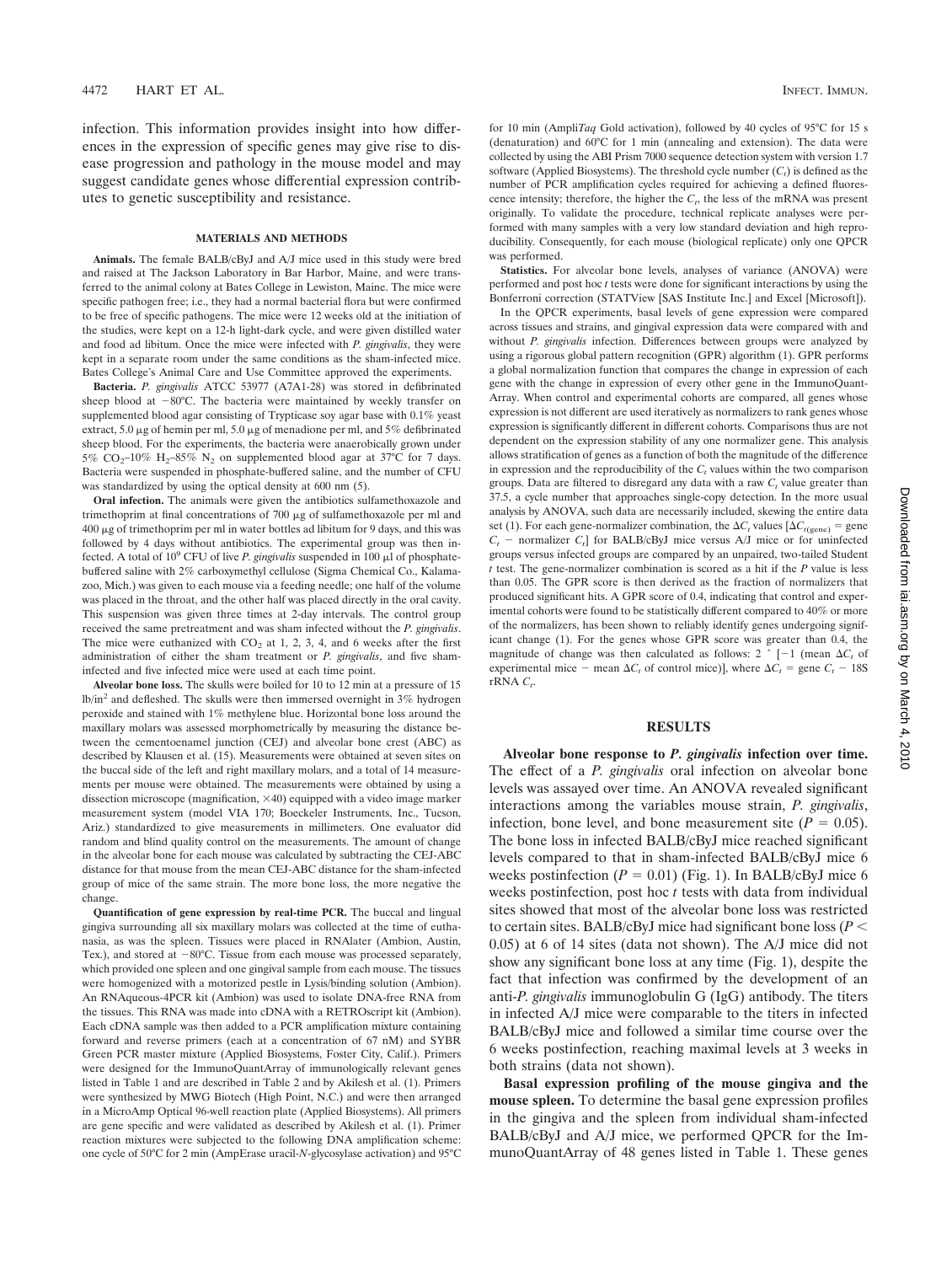infection. This information provides insight into how differences in the expression of specific genes may give rise to disease progression and pathology in the mouse model and may suggest candidate genes whose differential expression contributes to genetic susceptibility and resistance.

## MATERIALS AND METHODS

**Animals.** The female BALB/cByJ and A/J mice used in this study were bred and raised at The Jackson Laboratory in Bar Harbor, Maine, and were transferred to the animal colony at Bates College in Lewiston, Maine. The mice were specific pathogen free; i.e., they had a normal bacterial flora but were confirmed to be free of specific pathogens. The mice were 12 weeks old at the initiation of the studies, were kept on a 12-h light-dark cycle, and were given distilled water and food ad libitum. Once the mice were infected with *P. gingivalis*, they were kept in a separate room under the same conditions as the sham-infected mice. Bates College's Animal Care and Use Committee approved the experiments.

**Bacteria.** *P. gingivalis* ATCC 53977 (A7A1-28) was stored in defibrinated sheep blood at −80°C. The bacteria were maintained by weekly transfer on supplemented blood agar consisting of Trypticase soy agar base with 0.1% yeast extract, 5.0 μg of hemin per ml, 5.0 μg of menadione per ml, and 5% defibrinated sheep blood. For the experiments, the bacteria were anaerobically grown under 5% $CO_2$–10% $H_2$–85% $N_2$ on supplemented blood agar at 37°C for 7 days. Bacteria were suspended in phosphate-buffered saline, and the number of CFU was standardized by using the optical density at 600 nm (5).

**Oral infection.** The animals were given the antibiotics sulfamethoxazole and trimethoprim at final concentrations of 700 μg of sulfamethoxazole per ml and 400 μg of trimethoprim per ml in water bottles ad libitum for 9 days, and this was followed by 4 days without antibiotics. The experimental group was then infected. A total of $10^9$ CFU of live *P. gingivalis* suspended in 100 μl of phosphate-buffered saline with 2% carboxymethyl cellulose (Sigma Chemical Co., Kalamazoo, Mich.) was given to each mouse via a feeding needle; one half of the volume was placed in the throat, and the other half was placed directly in the oral cavity. This suspension was given three times at 2-day intervals. The control group received the same pretreatment and was sham infected without the *P. gingivalis*. The mice were euthanized with $CO_2$ at 1, 2, 3, 4, and 6 weeks after the first administration of either the sham treatment or *P. gingivalis*, and five sham-infected and five infected mice were used at each time point.

**Alveolar bone loss.** The skulls were boiled for 10 to 12 min at a pressure of 15 lb/in$^2$ and defleshed. The skulls were then immersed overnight in 3% hydrogen peroxide and stained with 1% methylene blue. Horizontal bone loss around the maxillary molars was assessed morphometrically by measuring the distance between the cementoenamel junction (CEJ) and alveolar bone crest (ABC) as described by Klausen et al. (15). Measurements were obtained at seven sites on the buccal side of the left and right maxillary molars, and a total of 14 measurements per mouse were obtained. The measurements were obtained by using a dissection microscope (magnification, ×40) equipped with a video image marker measurement system (model VIA 170; Boeckeler Instruments, Inc., Tucson, Ariz.) standardized to give measurements in millimeters. One evaluator did random and blind quality control on the measurements. The amount of change in the alveolar bone for each mouse was calculated by subtracting the CEJ-ABC distance for that mouse from the mean CEJ-ABC distance for the sham-infected group of mice of the same strain. The more bone loss, the more negative the change.

**Quantification of gene expression by real-time PCR.** The buccal and lingual gingiva surrounding all six maxillary molars was collected at the time of euthanasia, as was the spleen. Tissues were placed in RNAlater (Ambion, Austin, Tex.), and stored at −80°C. Tissue from each mouse was processed separately, which provided one spleen and one gingival sample from each mouse. The tissues were homogenized with a motorized pestle in Lysis/binding solution (Ambion). An RNAqueous-4PCR kit (Ambion) was used to isolate DNA-free RNA from the tissues. This RNA was made into cDNA with a RETROscript kit (Ambion). Each cDNA sample was then added to a PCR amplification mixture containing forward and reverse primers (each at a concentration of 67 nM) and SYBR Green PCR master mixture (Applied Biosystems, Foster City, Calif.). Primers were designed for the ImmunoQuantArray of immunologically relevant genes listed in Table 1 and are described in Table 2 and by Akilesh et al. (1). Primers were synthesized by MWG Biotech (High Point, N.C.) and were then arranged in a MicroAmp Optical 96-well reaction plate (Applied Biosystems). All primers are gene specific and were validated as described by Akilesh et al. (1). Primer reaction mixtures were subjected to the following DNA amplification scheme: one cycle of 50°C for 2 min (AmpErase uracil-*N*-glycosylase activation) and 95°C for 10 min (Ampli*Taq* Gold activation), followed by 40 cycles of 95°C for 15 s (denaturation) and 60°C for 1 min (annealing and extension). The data were collected by using the ABI Prism 7000 sequence detection system with version 1.7 software (Applied Biosystems). The threshold cycle number ($C_t$) is defined as the number of PCR amplification cycles required for achieving a defined fluorescence intensity; therefore, the higher the $C_t$, the less of the mRNA was present originally. To validate the procedure, technical replicate analyses were performed with many samples with a very low standard deviation and high reproducibility. Consequently, for each mouse (biological replicate) only one QPCR was performed.

**Statistics.** For alveolar bone levels, analyses of variance (ANOVA) were performed and post hoc *t* tests were done for significant interactions by using the Bonferroni correction (STATView [SAS Institute Inc.] and Excel [Microsoft]).

In the QPCR experiments, basal levels of gene expression were compared across tissues and strains, and gingival expression data were compared with and without *P. gingivalis* infection. Differences between groups were analyzed by using a rigorous global pattern recognition (GPR) algorithm (1). GPR performs a global normalization function that compares the change in expression of each gene with the change in expression of every other gene in the ImmunoQuantArray. When control and experimental cohorts are compared, all genes whose expression is not different are used iteratively as normalizers to rank genes whose expression is significantly different in different cohorts. Comparisons thus are not dependent on the expression stability of any one normalizer gene. This analysis allows stratification of genes as a function of both the magnitude of the difference in expression and the reproducibility of the $C_t$ values within the two comparison groups. Data are filtered to disregard any data with a raw $C_t$ value greater than 37.5, a cycle number that approaches single-copy detection. In the more usual analysis by ANOVA, such data are necessarily included, skewing the entire data set (1). For each gene-normalizer combination, the $\Delta C_t$ values [$\Delta C_{t(\text{gene})}$ = gene $C_t$ − normalizer $C_t$] for BALB/cByJ mice versus A/J mice or for uninfected groups versus infected groups are compared by an unpaired, two-tailed Student *t* test. The gene-normalizer combination is scored as a hit if the *P* value is less than 0.05. The GPR score is then derived as the fraction of normalizers that produced significant hits. A GPR score of 0.4, indicating that control and experimental cohorts were found to be statistically different compared to 40% or more of the normalizers, has been shown to reliably identify genes undergoing significant change (1). For the genes whose GPR score was greater than 0.4, the magnitude of change was then calculated as follows: 2 ^ [−1 (mean $\Delta C_t$ of experimental mice − mean $\Delta C_t$ of control mice)], where $\Delta C_t$ = gene $C_t$ − 18S rRNA $C_t$.

## RESULTS

**Alveolar bone response to *P. gingivalis* infection over time.** The effect of a *P. gingivalis* oral infection on alveolar bone levels was assayed over time. An ANOVA revealed significant interactions among the variables mouse strain, *P. gingivalis*, infection, bone level, and bone measurement site ($P = 0.05$). The bone loss in infected BALB/cByJ mice reached significant levels compared to that in sham-infected BALB/cByJ mice 6 weeks postinfection ($P = 0.01$) (Fig. 1). In BALB/cByJ mice 6 weeks postinfection, post hoc *t* tests with data from individual sites showed that most of the alveolar bone loss was restricted to certain sites. BALB/cByJ mice had significant bone loss ($P <$ 0.05) at 6 of 14 sites (data not shown). The A/J mice did not show any significant bone loss at any time (Fig. 1), despite the fact that infection was confirmed by the development of an anti-*P. gingivalis* immunoglobulin G (IgG) antibody. The titers in infected A/J mice were comparable to the titers in infected BALB/cByJ mice and followed a similar time course over the 6 weeks postinfection, reaching maximal levels at 3 weeks in both strains (data not shown).

**Basal expression profiling of the mouse gingiva and the mouse spleen.** To determine the basal gene expression profiles in the gingiva and the spleen from individual sham-infected BALB/cByJ and A/J mice, we performed QPCR for the ImmunoQuantArray of 48 genes listed in Table 1. These genes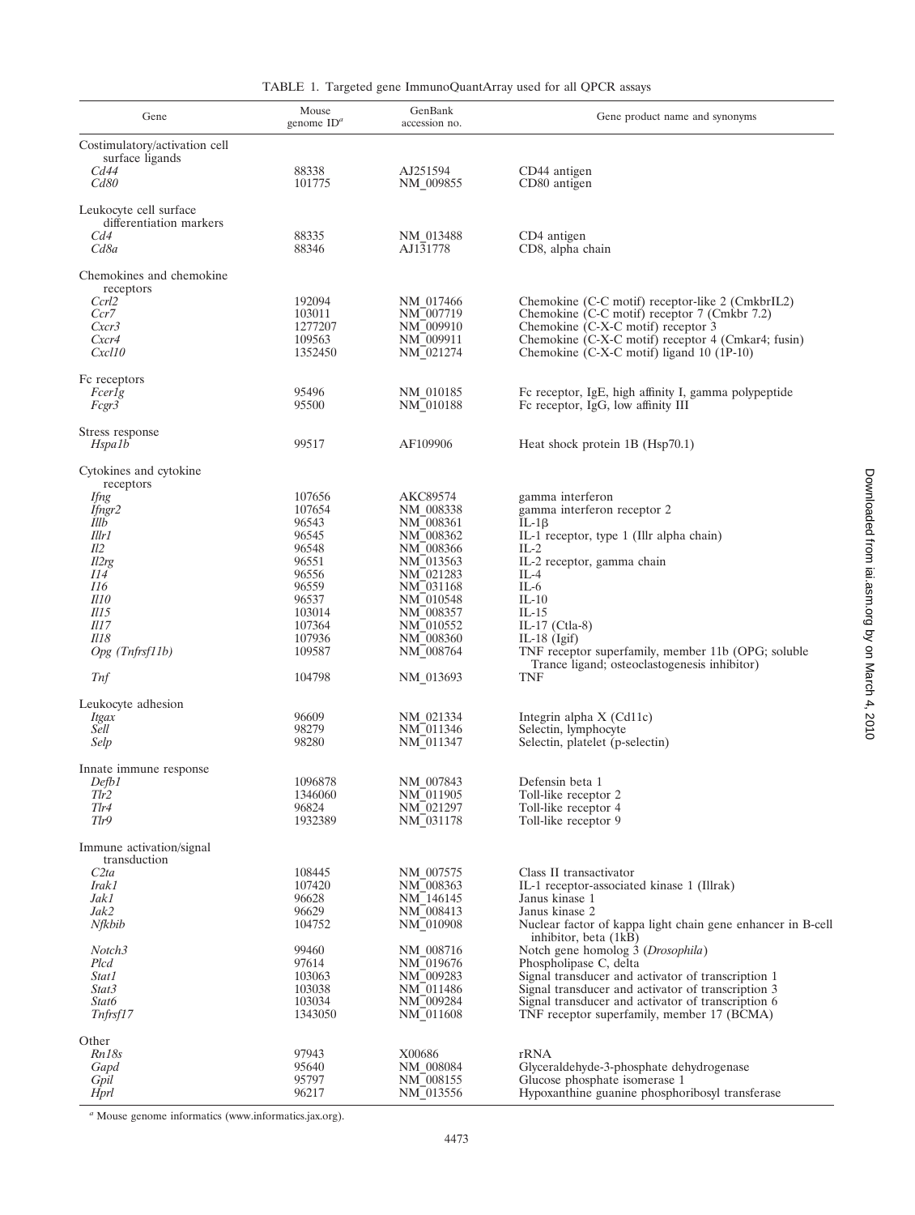TABLE 1. Targeted gene ImmunoQuantArray used for all QPCR assays

| Gene | Mouse genome ID[a] | GenBank accession no. | Gene product name and synonyms |
|---|---|---|---|
| Costimulatory/activation cell surface ligands | | | |
| *Cd44* | 88338 | AJ251594 | CD44 antigen |
| *Cd80* | 101775 | NM_009855 | CD80 antigen |
| Leukocyte cell surface differentiation markers | | | |
| *Cd4* | 88335 | NM_013488 | CD4 antigen |
| *Cd8a* | 88346 | AJ131778 | CD8, alpha chain |
| Chemokines and chemokine receptors | | | |
| *Ccrl2* | 192094 | NM_017466 | Chemokine (C-C motif) receptor-like 2 (CmkbrIL2) |
| *Ccr7* | 103011 | NM_007719 | Chemokine (C-C motif) receptor 7 (Cmkbr 7.2) |
| *Cxcr3* | 1277207 | NM_009910 | Chemokine (C-X-C motif) receptor 3 |
| *Cxcr4* | 109563 | NM_009911 | Chemokine (C-X-C motif) receptor 4 (Cmkar4; fusin) |
| *Cxcl10* | 1352450 | NM_021274 | Chemokine (C-X-C motif) ligand 10 (1P-10) |
| Fc receptors | | | |
| *Fcer1g* | 95496 | NM_010185 | Fc receptor, IgE, high affinity I, gamma polypeptide |
| *Fcgr3* | 95500 | NM_010188 | Fc receptor, IgG, low affinity III |
| Stress response | | | |
| *Hspa1b* | 99517 | AF109906 | Heat shock protein 1B (Hsp70.1) |
| Cytokines and cytokine receptors | | | |
| *Ifng* | 107656 | AKC89574 | gamma interferon |
| *Ifngr2* | 107654 | NM_008338 | gamma interferon receptor 2 |
| *Il1b* | 96543 | NM_008361 | IL-1β |
| *Il1r1* | 96545 | NM_008362 | IL-1 receptor, type 1 (Il1r alpha chain) |
| *Il2* | 96548 | NM_008366 | IL-2 |
| *Il2rg* | 96551 | NM_013563 | IL-2 receptor, gamma chain |
| *Il4* | 96556 | NM_021283 | IL-4 |
| *Il6* | 96559 | NM_031168 | IL-6 |
| *Il10* | 96537 | NM_010548 | IL-10 |
| *Il15* | 103014 | NM_008357 | IL-15 |
| *Il17* | 107364 | NM_010552 | IL-17 (Ctla-8) |
| *Il18* | 107936 | NM_008360 | IL-18 (Igif) |
| *Opg (Tnfrsf11b)* | 109587 | NM_008764 | TNF receptor superfamily, member 11b (OPG; soluble Trance ligand; osteoclastogenesis inhibitor) |
| *Tnf* | 104798 | NM_013693 | TNF |
| Leukocyte adhesion | | | |
| *Itgax* | 96609 | NM_021334 | Integrin alpha X (Cd11c) |
| *Sell* | 98279 | NM_011346 | Selectin, lymphocyte |
| *Selp* | 98280 | NM_011347 | Selectin, platelet (p-selectin) |
| Innate immune response | | | |
| *Defb1* | 1096878 | NM_007843 | Defensin beta 1 |
| *Tlr2* | 1346060 | NM_011905 | Toll-like receptor 2 |
| *Tlr4* | 96824 | NM_021297 | Toll-like receptor 4 |
| *Tlr9* | 1932389 | NM_031178 | Toll-like receptor 9 |
| Immune activation/signal transduction | | | |
| *C2ta* | 108445 | NM_007575 | Class II transactivator |
| *Irak1* | 107420 | NM_008363 | IL-1 receptor-associated kinase 1 (Il1rak) |
| *Jak1* | 96628 | NM_146145 | Janus kinase 1 |
| *Jak2* | 96629 | NM_008413 | Janus kinase 2 |
| *Nfkbib* | 104752 | NM_010908 | Nuclear factor of kappa light chain gene enhancer in B-cell inhibitor, beta (1kB) |
| *Notch3* | 99460 | NM_008716 | Notch gene homolog 3 (*Drosophila*) |
| *Plcd* | 97614 | NM_019676 | Phospholipase C, delta |
| *Stat1* | 103063 | NM_009283 | Signal transducer and activator of transcription 1 |
| *Stat3* | 103038 | NM_011486 | Signal transducer and activator of transcription 3 |
| *Stat6* | 103034 | NM_009284 | Signal transducer and activator of transcription 6 |
| *Tnfrsf17* | 1343050 | NM_011608 | TNF receptor superfamily, member 17 (BCMA) |
| Other | | | |
| *Rn18s* | 97943 | X00686 | rRNA |
| *Gapd* | 95640 | NM_008084 | Glyceraldehyde-3-phosphate dehydrogenase |
| *Gpi1* | 95797 | NM_008155 | Glucose phosphate isomerase 1 |
| *Hprt* | 96217 | NM_013556 | Hypoxanthine guanine phosphoribosyl transferase |

[a] Mouse genome informatics (www.informatics.jax.org).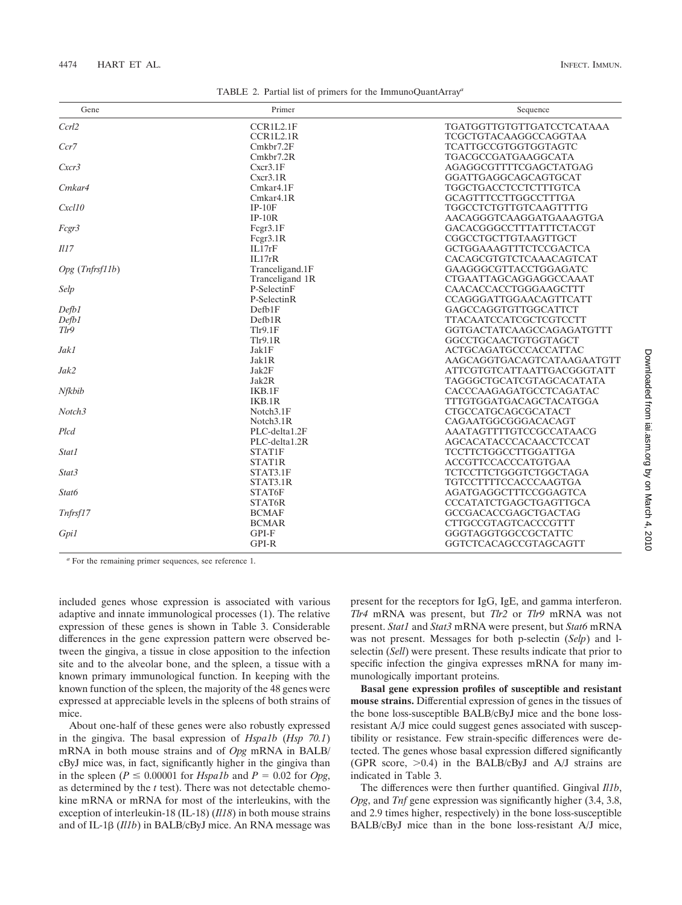TABLE 2. Partial list of primers for the ImmunoQuantArray[a]

| Gene | Primer | Sequence |
|---|---|---|
| *Ccrl2* | CCR1L2.1F | TGATGGTTGTGTTGATCCTCATAAA |
| | CCR1L2.1R | TCGCTGTACAAGGCCAGGTAA |
| *Ccr7* | Cmkbr7.2F | TCATTGCCGTGGTGGTAGTC |
| | Cmkbr7.2R | TGACGCCGATGAAGGCATA |
| *Cxcr3* | Cxcr3.1F | AGAGGCGTTTTCGAGCTATGAG |
| | Cxcr3.1R | GGATTGAGGCAGCAGTGCAT |
| *Cmkar4* | Cmkar4.1F | TGGCTGACCTCCTCTTTGTCA |
| | Cmkar4.1R | GCAGTTTCCTTGGCCTTTGA |
| *Cxcl10* | IP-10F | TGGCCTCTGTTGTCAAGTTTTG |
| | IP-10R | AACAGGGTCAAGGATGAAAGTGA |
| *Fcgr3* | Fcgr3.1F | GACACGGGCCTTTATTTCTACGT |
| | Fcgr3.1R | CGGCCTGCTTGTAAGTTGCT |
| *Il17* | IL17rF | GCTGGAAAGTTTCTCCGACTCA |
| | IL17rR | CACAGCGTGTCTCAAACAGTCAT |
| *Opg* (*Tnfrsf11b*) | Tranceligand.1F | GAAGGGCGTTACCTGGAGATC |
| | Tranceligand 1R | CTGAATTAGCAGGAGGCCAAAT |
| *Selp* | P-SelectinF | CAACACCACCTGGGAAGCTTT |
| | P-SelectinR | CCAGGGATTGGAACAGTTCATT |
| *Defb1* | Defb1F | GAGCCAGGTGTTGGCATTCT |
| *Defb1* | Defb1R | TTACAATCCATCGCTCGTCCTT |
| *Tlr9* | Tlr9.1F | GGTGACTATCAAGCCAGAGATGTTT |
| | Tlr9.1R | GGCCTGCAACTGTGGTAGCT |
| *Jak1* | Jak1F | ACTGCAGATGCCCACCATTAC |
| | Jak1R | AAGCAGGTGACAGTCATAAGAATGTT |
| *Jak2* | Jak2F | ATTCGTGTCATTAATTGACGGGTATT |
| | Jak2R | TAGGGCTGCATCGTAGCACATATA |
| *Nfkbib* | IKB.1F | CACCCAAGAGATGCCTCAGATAC |
| | IKB.1R | TTTGTGGATGACAGCTACATGGA |
| *Notch3* | Notch3.1F | CTGCCATGCAGCGCATACT |
| | Notch3.1R | CAGAATGGCGGGACACAGT |
| *Plcd* | PLC-delta1.2F | AAATAGTTTTGTCCGCCATAACG |
| | PLC-delta1.2R | AGCACATACCCACAACCTCCAT |
| *Stat1* | STAT1F | TCCTTCTGGCCTTGGATTGA |
| | STAT1R | ACCGTTCCACCCATGTGAA |
| *Stat3* | STAT3.1F | TCTCCTTCTGGGTCTGGCTAGA |
| | STAT3.1R | TGTCCTTTTCCACCCAAGTGA |
| *Stat6* | STAT6F | AGATGAGGCTTTCCGGAGTCA |
| | STAT6R | CCCATATCTGAGCTGAGTTGCA |
| *Tnfrsf17* | BCMAF | GCCGACACCGAGCTGACTAG |
| | BCMAR | CTTGCCGTAGTCACCCGTTT |
| *Gpi1* | GPI-F | GGGTAGGTGGCCGCTATTC |
| | GPI-R | GGTCTCACAGCCGTAGCAGTT |

[a] For the remaining primer sequences, see reference 1.

included genes whose expression is associated with various adaptive and innate immunological processes (1). The relative expression of these genes is shown in Table 3. Considerable differences in the gene expression pattern were observed between the gingiva, a tissue in close apposition to the infection site and to the alveolar bone, and the spleen, a tissue with a known primary immunological function. In keeping with the known function of the spleen, the majority of the 48 genes were expressed at appreciable levels in the spleens of both strains of mice.

About one-half of these genes were also robustly expressed in the gingiva. The basal expression of *Hspa1b* (*Hsp 70.1*) mRNA in both mouse strains and of *Opg* mRNA in BALB/cByJ mice was, in fact, significantly higher in the gingiva than in the spleen ($P \leq 0.00001$ for *Hspa1b* and $P = 0.02$ for *Opg*, as determined by the *t* test). There was not detectable chemokine mRNA or mRNA for most of the interleukins, with the exception of interleukin-18 (IL-18) (*Il18*) in both mouse strains and of IL-1β (*Il1b*) in BALB/cByJ mice. An RNA message was present for the receptors for IgG, IgE, and gamma interferon. *Tlr4* mRNA was present, but *Tlr2* or *Tlr9* mRNA was not present. *Stat1* and *Stat3* mRNA were present, but *Stat6* mRNA was not present. Messages for both p-selectin (*Selp*) and l-selectin (*Sell*) were present. These results indicate that prior to specific infection the gingiva expresses mRNA for many immunologically important proteins.

**Basal gene expression profiles of susceptible and resistant mouse strains.** Differential expression of genes in the tissues of the bone loss-susceptible BALB/cByJ mice and the bone loss-resistant A/J mice could suggest genes associated with susceptibility or resistance. Few strain-specific differences were detected. The genes whose basal expression differed significantly (GPR score, >0.4) in the BALB/cByJ and A/J strains are indicated in Table 3.

The differences were then further quantified. Gingival *Il1b*, *Opg*, and *Tnf* gene expression was significantly higher (3.4, 3.8, and 2.9 times higher, respectively) in the bone loss-susceptible BALB/cByJ mice than in the bone loss-resistant A/J mice,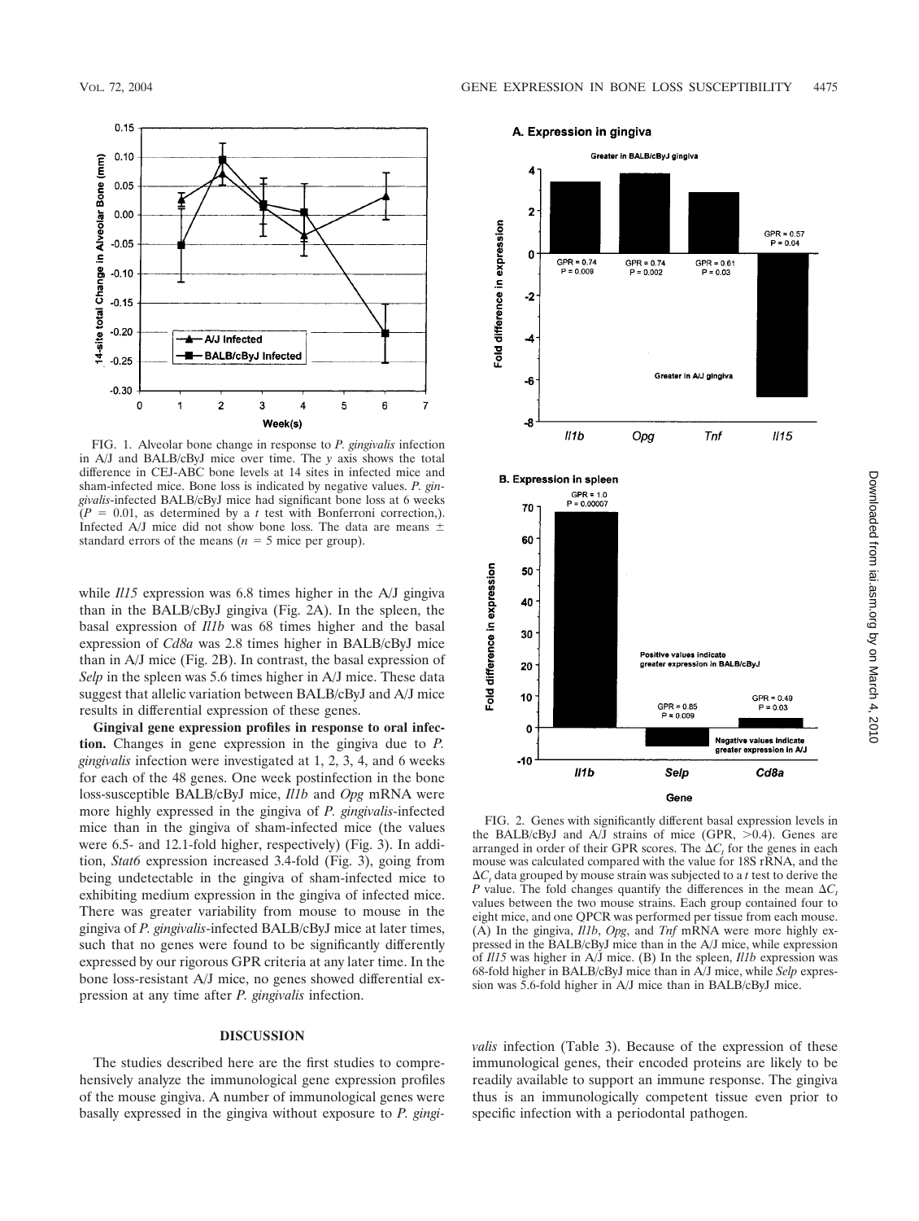FIG. 1. Alveolar bone change in response to *P. gingivalis* infection in A/J and BALB/cByJ mice over time. The *y* axis shows the total difference in CEJ-ABC bone levels at 14 sites in infected mice and sham-infected mice. Bone loss is indicated by negative values. *P. gingivalis*-infected BALB/cByJ mice had significant bone loss at 6 weeks ($P$ = 0.01, as determined by a *t* test with Bonferroni correction,). Infected A/J mice did not show bone loss. The data are means ± standard errors of the means ($n$ = 5 mice per group).

while *Il15* expression was 6.8 times higher in the A/J gingiva than in the BALB/cByJ gingiva (Fig. 2A). In the spleen, the basal expression of *Il1b* was 68 times higher and the basal expression of *Cd8a* was 2.8 times higher in BALB/cByJ mice than in A/J mice (Fig. 2B). In contrast, the basal expression of *Selp* in the spleen was 5.6 times higher in A/J mice. These data suggest that allelic variation between BALB/cByJ and A/J mice results in differential expression of these genes.

**Gingival gene expression profiles in response to oral infection.** Changes in gene expression in the gingiva due to *P. gingivalis* infection were investigated at 1, 2, 3, 4, and 6 weeks for each of the 48 genes. One week postinfection in the bone loss-susceptible BALB/cByJ mice, *Il1b* and *Opg* mRNA were more highly expressed in the gingiva of *P. gingivalis*-infected mice than in the gingiva of sham-infected mice (the values were 6.5- and 12.1-fold higher, respectively) (Fig. 3). In addition, *Stat6* expression increased 3.4-fold (Fig. 3), going from being undetectable in the gingiva of sham-infected mice to exhibiting medium expression in the gingiva of infected mice. There was greater variability from mouse to mouse in the gingiva of *P. gingivalis*-infected BALB/cByJ mice at later times, such that no genes were found to be significantly differently expressed by our rigorous GPR criteria at any later time. In the bone loss-resistant A/J mice, no genes showed differential expression at any time after *P. gingivalis* infection.

FIG. 2. Genes with significantly different basal expression levels in the BALB/cByJ and A/J strains of mice (GPR, >0.4). Genes are arranged in order of their GPR scores. The $\Delta C_t$ for the genes in each mouse was calculated compared with the value for 18S rRNA, and the $\Delta C_t$ data grouped by mouse strain was subjected to a *t* test to derive the *P* value. The fold changes quantify the differences in the mean $\Delta C_t$ values between the two mouse strains. Each group contained four to eight mice, and one QPCR was performed per tissue from each mouse. (A) In the gingiva, *Il1b*, *Opg*, and *Tnf* mRNA were more highly expressed in the BALB/cByJ mice than in the A/J mice, while expression of *Il15* was higher in A/J mice. (B) In the spleen, *Il1b* expression was 68-fold higher in BALB/cByJ mice than in A/J mice, while *Selp* expression was 5.6-fold higher in A/J mice than in BALB/cByJ mice.

## DISCUSSION

The studies described here are the first studies to comprehensively analyze the immunological gene expression profiles of the mouse gingiva. A number of immunological genes were basally expressed in the gingiva without exposure to *P. gingivalis* infection (Table 3). Because of the expression of these immunological genes, their encoded proteins are likely to be readily available to support an immune response. The gingiva thus is an immunologically competent tissue even prior to specific infection with a periodontal pathogen.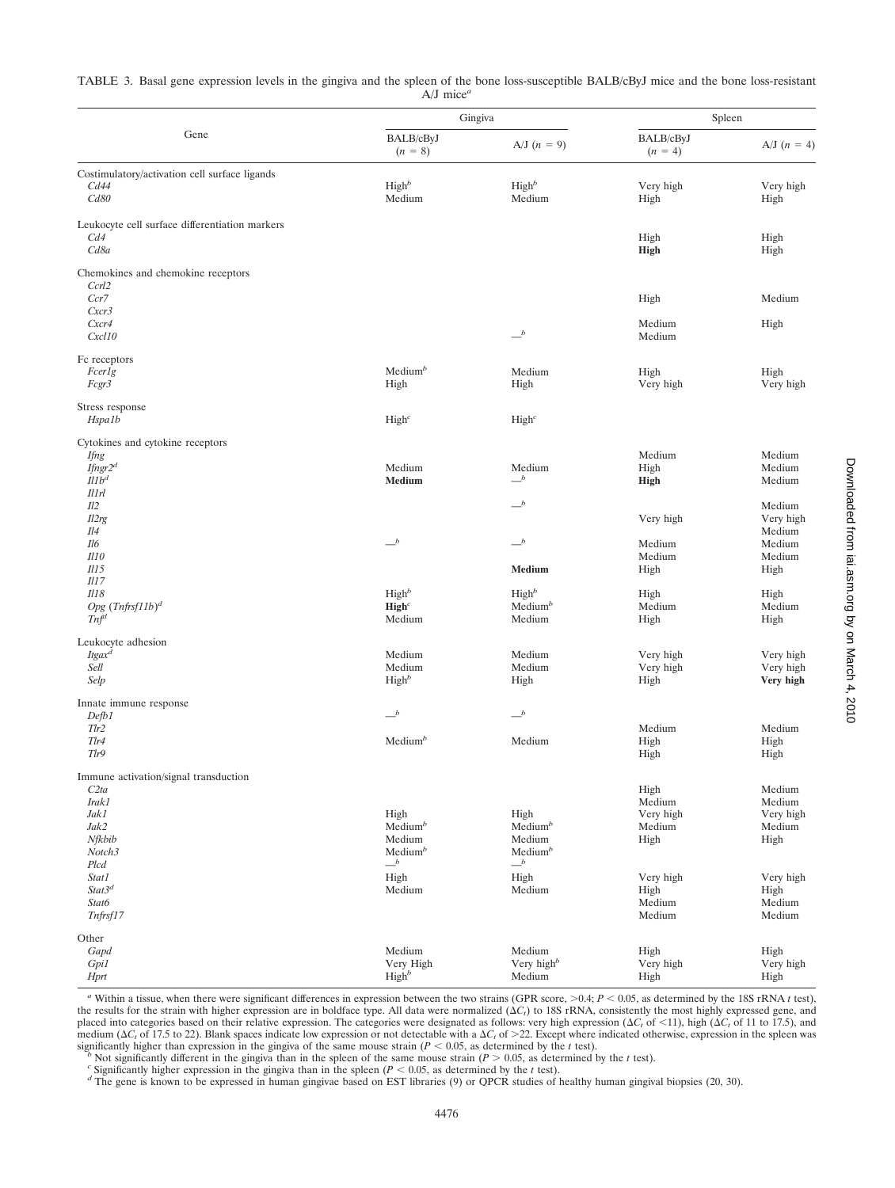TABLE 3. Basal gene expression levels in the gingiva and the spleen of the bone loss-susceptible BALB/cByJ mice and the bone loss-resistant A/J mice[a]

| Gene | Gingiva | | Spleen | |
|---|---|---|---|---|
| | BALB/cByJ ($n$ = 8) | A/J ($n$ = 9) | BALB/cByJ ($n$ = 4) | A/J ($n$ = 4) |
| Costimulatory/activation cell surface ligands | | | | |
| *Cd44* | High[b] | High[b] | Very high | Very high |
| *Cd80* | Medium | Medium | High | High |
| Leukocyte cell surface differentiation markers | | | | |
| *Cd4* | | | High | High |
| *Cd8a* | | | **High** | High |
| Chemokines and chemokine receptors | | | | |
| *Ccrl2* | | | | |
| *Ccr7* | | | High | Medium |
| *Cxcr3* | | | | |
| *Cxcr4* | | | Medium | High |
| *Cxcl10* | | —[b] | Medium | |
| Fc receptors | | | | |
| *Fcer1g* | Medium[b] | Medium | High | High |
| *Fcgr3* | High | High | Very high | Very high |
| Stress response | | | | |
| *Hspa1b* | High[c] | High[c] | | |
| Cytokines and cytokine receptors | | | | |
| *Ifng* | | | Medium | Medium |
| *Ifngr2*[d] | Medium | Medium | High | Medium |
| *Il1b*[d] | **Medium** | —[b] | **High** | Medium |
| *Il1rl* | | | | |
| *Il2* | | —[b] | | Medium |
| *Il2rg* | | | Very high | Very high |
| *Il4* | | | | Medium |
| *Il6* | —[b] | —[b] | Medium | Medium |
| *Il10* | | | Medium | Medium |
| *Il15* | | **Medium** | High | High |
| *Il17* | | | | |
| *Il18* | High[b] | High[b] | High | High |
| *Opg* (*Tnfrsf11b*)[d] | **High**[c] | Medium[b] | Medium | Medium |
| *Tnf*[d] | Medium | Medium | High | High |
| Leukocyte adhesion | | | | |
| *Itgax*[d] | Medium | Medium | Very high | Very high |
| *Sell* | Medium | Medium | Very high | Very high |
| *Selp* | High[b] | High | High | **Very high** |
| Innate immune response | | | | |
| *Defb1* | —[b] | —[b] | | |
| *Tlr2* | | | Medium | Medium |
| *Tlr4* | Medium[b] | Medium | High | High |
| *Tlr9* | | | High | High |
| Immune activation/signal transduction | | | | |
| *C2ta* | | | High | Medium |
| *Irak1* | | | Medium | Medium |
| *Jak1* | High | High | Very high | Very high |
| *Jak2* | Medium[b] | Medium[b] | Medium | Medium |
| *Nfkbib* | Medium | Medium | High | High |
| *Notch3* | Medium[b] | Medium[b] | | |
| *Plcd* | —[b] | —[b] | | |
| *Stat1* | High | High | Very high | Very high |
| *Stat3*[d] | Medium | Medium | High | High |
| *Stat6* | | | Medium | Medium |
| *Tnfrsf17* | | | Medium | Medium |
| Other | | | | |
| *Gapd* | Medium | Medium | High | High |
| *Gpi1* | Very High | Very high[b] | Very high | Very high |
| *Hprt* | High[b] | Medium | High | High |

[a] Within a tissue, when there were significant differences in expression between the two strains (GPR score, >0.4; $P < 0.05$, as determined by the 18S rRNA $t$ test), the results for the strain with higher expression are in boldface type. All data were normalized ($\Delta C_t$) to 18S rRNA, consistently the most highly expressed gene, and placed into categories based on their relative expression. The categories were designated as follows: very high expression ($\Delta C_t$ of <11), high ($\Delta C_t$ of 11 to 17.5), and medium ($\Delta C_t$ of 17.5 to 22). Blank spaces indicate low expression or not detectable with a $\Delta C_t$ of >22. Except where indicated otherwise, expression in the spleen was significantly higher than expression in the gingiva of the same mouse strain ($P < 0.05$, as determined by the $t$ test).

[b] Not significantly different in the gingiva than in the spleen of the same mouse strain ($P > 0.05$, as determined by the $t$ test).

[c] Significantly higher expression in the gingiva than in the spleen ($P < 0.05$, as determined by the $t$ test).

[d] The gene is known to be expressed in human gingivae based on EST libraries (9) or QPCR studies of healthy human gingival biopsies (20, 30).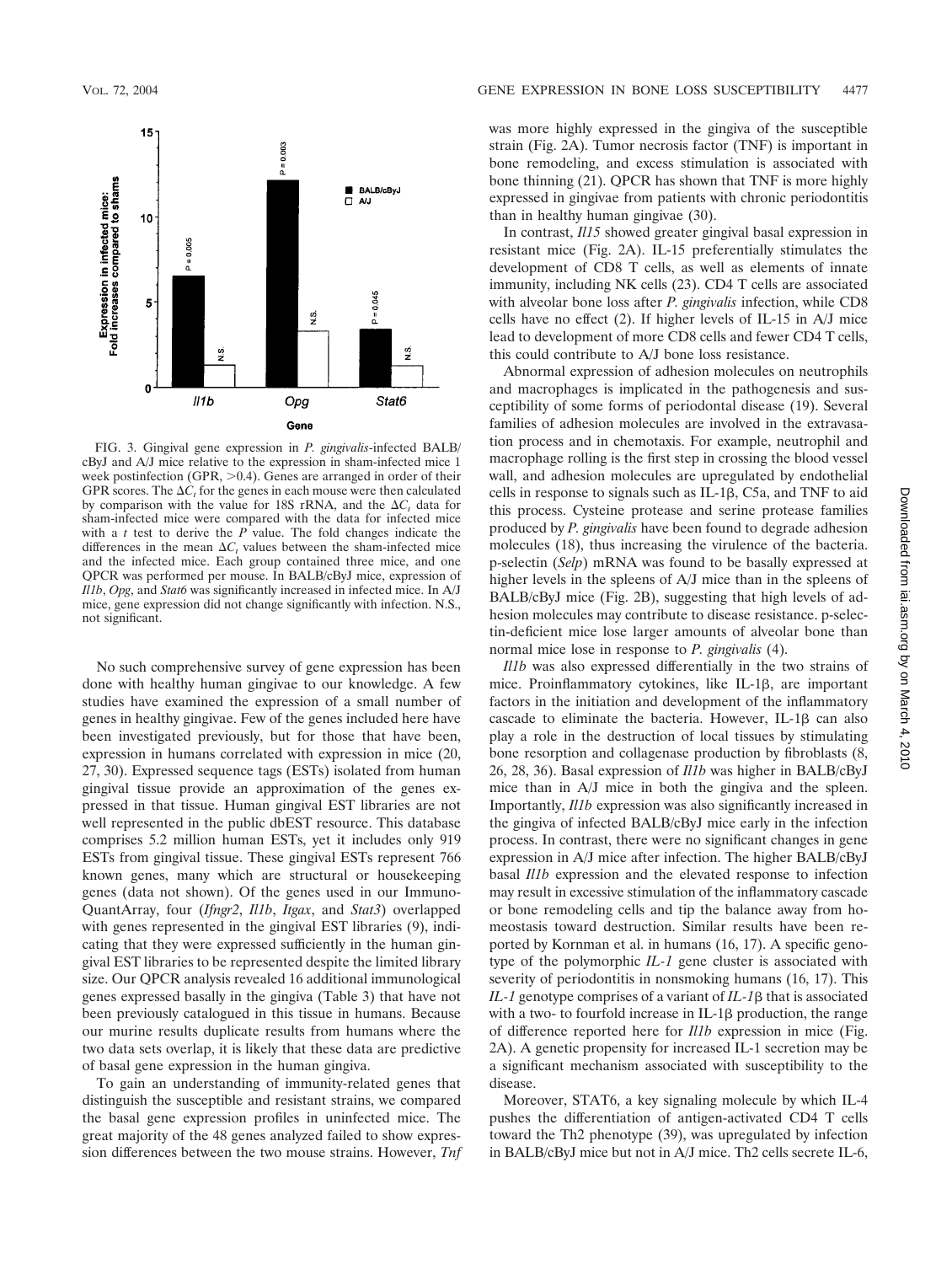FIG. 3. Gingival gene expression in *P. gingivalis*-infected BALB/cByJ and A/J mice relative to the expression in sham-infected mice 1 week postinfection (GPR, >0.4). Genes are arranged in order of their GPR scores. The $\Delta C_t$ for the genes in each mouse were then calculated by comparison with the value for 18S rRNA, and the $\Delta C_t$ data for sham-infected mice were compared with the data for infected mice with a *t* test to derive the *P* value. The fold changes indicate the differences in the mean $\Delta C_t$ values between the sham-infected mice and the infected mice. Each group contained three mice, and one QPCR was performed per mouse. In BALB/cByJ mice, expression of *Il1b*, *Opg*, and *Stat6* was significantly increased in infected mice. In A/J mice, gene expression did not change significantly with infection. N.S., not significant.

No such comprehensive survey of gene expression has been done with healthy human gingivae to our knowledge. A few studies have examined the expression of a small number of genes in healthy gingivae. Few of the genes included here have been investigated previously, but for those that have been, expression in humans correlated with expression in mice (20, 27, 30). Expressed sequence tags (ESTs) isolated from human gingival tissue provide an approximation of the genes expressed in that tissue. Human gingival EST libraries are not well represented in the public dbEST resource. This database comprises 5.2 million human ESTs, yet it includes only 919 ESTs from gingival tissue. These gingival ESTs represent 766 known genes, many which are structural or housekeeping genes (data not shown). Of the genes used in our Immuno-QuantArray, four (*Ifngr2*, *Il1b*, *Itgax*, and *Stat3*) overlapped with genes represented in the gingival EST libraries (9), indicating that they were expressed sufficiently in the human gingival EST libraries to be represented despite the limited library size. Our QPCR analysis revealed 16 additional immunological genes expressed basally in the gingiva (Table 3) that have not been previously catalogued in this tissue in humans. Because our murine results duplicate results from humans where the two data sets overlap, it is likely that these data are predictive of basal gene expression in the human gingiva.

To gain an understanding of immunity-related genes that distinguish the susceptible and resistant strains, we compared the basal gene expression profiles in uninfected mice. The great majority of the 48 genes analyzed failed to show expression differences between the two mouse strains. However, *Tnf* was more highly expressed in the gingiva of the susceptible strain (Fig. 2A). Tumor necrosis factor (TNF) is important in bone remodeling, and excess stimulation is associated with bone thinning (21). QPCR has shown that TNF is more highly expressed in gingivae from patients with chronic periodontitis than in healthy human gingivae (30).

In contrast, *Il15* showed greater gingival basal expression in resistant mice (Fig. 2A). IL-15 preferentially stimulates the development of CD8 T cells, as well as elements of innate immunity, including NK cells (23). CD4 T cells are associated with alveolar bone loss after *P. gingivalis* infection, while CD8 cells have no effect (2). If higher levels of IL-15 in A/J mice lead to development of more CD8 cells and fewer CD4 T cells, this could contribute to A/J bone loss resistance.

Abnormal expression of adhesion molecules on neutrophils and macrophages is implicated in the pathogenesis and susceptibility of some forms of periodontal disease (19). Several families of adhesion molecules are involved in the extravasation process and in chemotaxis. For example, neutrophil and macrophage rolling is the first step in crossing the blood vessel wall, and adhesion molecules are upregulated by endothelial cells in response to signals such as IL-1β, C5a, and TNF to aid this process. Cysteine protease and serine protease families produced by *P. gingivalis* have been found to degrade adhesion molecules (18), thus increasing the virulence of the bacteria. p-selectin (*Selp*) mRNA was found to be basally expressed at higher levels in the spleens of A/J mice than in the spleens of BALB/cByJ mice (Fig. 2B), suggesting that high levels of adhesion molecules may contribute to disease resistance. p-selectin-deficient mice lose larger amounts of alveolar bone than normal mice lose in response to *P. gingivalis* (4).

*Il1b* was also expressed differentially in the two strains of mice. Proinflammatory cytokines, like IL-1β, are important factors in the initiation and development of the inflammatory cascade to eliminate the bacteria. However, IL-1β can also play a role in the destruction of local tissues by stimulating bone resorption and collagenase production by fibroblasts (8, 26, 28, 36). Basal expression of *Il1b* was higher in BALB/cByJ mice than in A/J mice in both the gingiva and the spleen. Importantly, *Il1b* expression was also significantly increased in the gingiva of infected BALB/cByJ mice early in the infection process. In contrast, there were no significant changes in gene expression in A/J mice after infection. The higher BALB/cByJ basal *Il1b* expression and the elevated response to infection may result in excessive stimulation of the inflammatory cascade or bone remodeling cells and tip the balance away from homeostasis toward destruction. Similar results have been reported by Kornman et al. in humans (16, 17). A specific genotype of the polymorphic *IL-1* gene cluster is associated with severity of periodontitis in nonsmoking humans (16, 17). This *IL-1* genotype comprises of a variant of *IL-1*β that is associated with a two- to fourfold increase in IL-1β production, the range of difference reported here for *Il1b* expression in mice (Fig. 2A). A genetic propensity for increased IL-1 secretion may be a significant mechanism associated with susceptibility to the disease.

Moreover, STAT6, a key signaling molecule by which IL-4 pushes the differentiation of antigen-activated CD4 T cells toward the Th2 phenotype (39), was upregulated by infection in BALB/cByJ mice but not in A/J mice. Th2 cells secrete IL-6,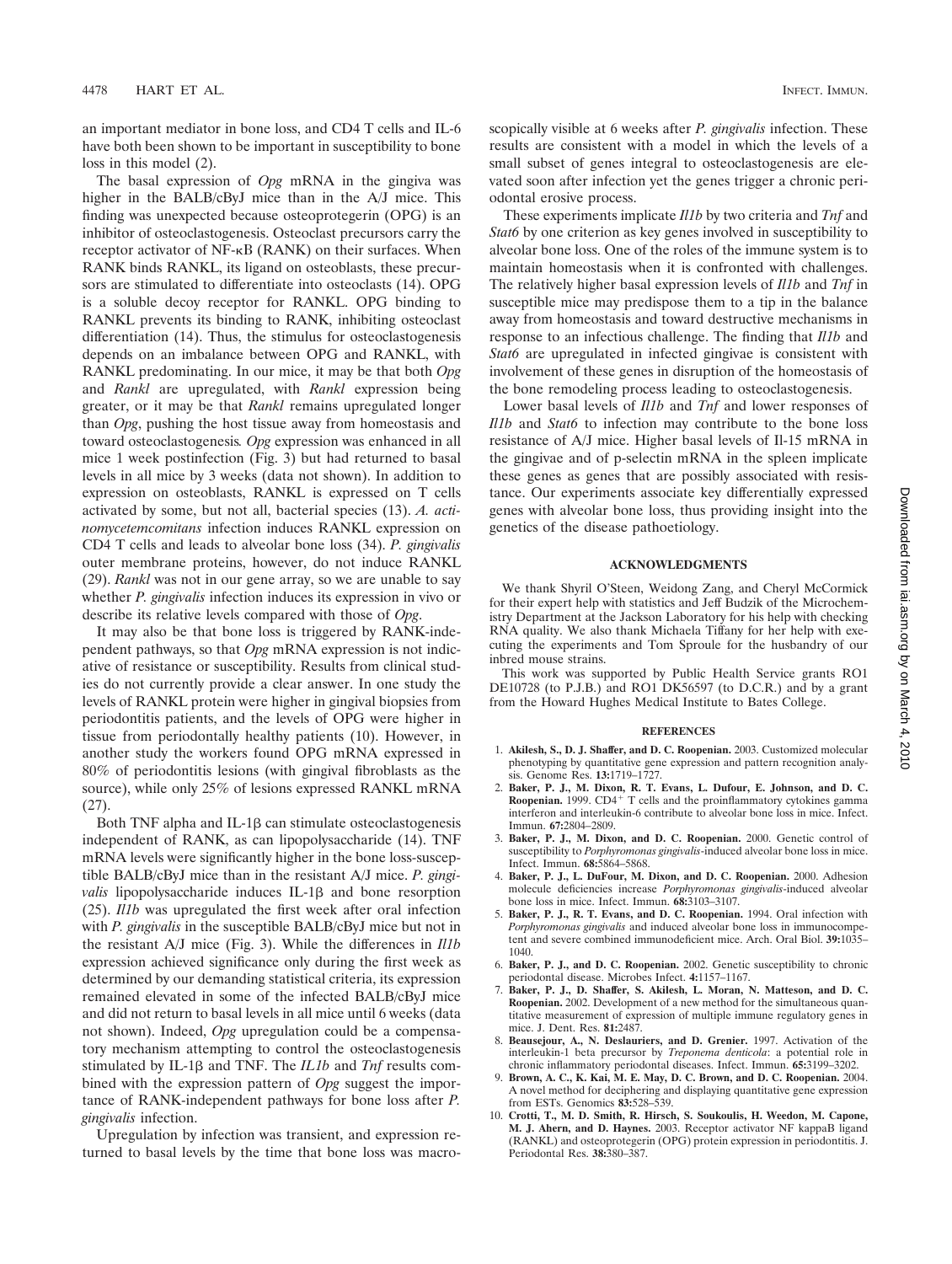an important mediator in bone loss, and CD4 T cells and IL-6 have both been shown to be important in susceptibility to bone loss in this model (2).

The basal expression of *Opg* mRNA in the gingiva was higher in the BALB/cByJ mice than in the A/J mice. This finding was unexpected because osteoprotegerin (OPG) is an inhibitor of osteoclastogenesis. Osteoclast precursors carry the receptor activator of NF-κB (RANK) on their surfaces. When RANK binds RANKL, its ligand on osteoblasts, these precursors are stimulated to differentiate into osteoclasts (14). OPG is a soluble decoy receptor for RANKL. OPG binding to RANKL prevents its binding to RANK, inhibiting osteoclast differentiation (14). Thus, the stimulus for osteoclastogenesis depends on an imbalance between OPG and RANKL, with RANKL predominating. In our mice, it may be that both *Opg* and *Rankl* are upregulated, with *Rankl* expression being greater, or it may be that *Rankl* remains upregulated longer than *Opg*, pushing the host tissue away from homeostasis and toward osteoclastogenesis. *Opg* expression was enhanced in all mice 1 week postinfection (Fig. 3) but had returned to basal levels in all mice by 3 weeks (data not shown). In addition to expression on osteoblasts, RANKL is expressed on T cells activated by some, but not all, bacterial species (13). *A. actinomycetemcomitans* infection induces RANKL expression on CD4 T cells and leads to alveolar bone loss (34). *P. gingivalis* outer membrane proteins, however, do not induce RANKL (29). *Rankl* was not in our gene array, so we are unable to say whether *P. gingivalis* infection induces its expression in vivo or describe its relative levels compared with those of *Opg*.

It may also be that bone loss is triggered by RANK-independent pathways, so that *Opg* mRNA expression is not indicative of resistance or susceptibility. Results from clinical studies do not currently provide a clear answer. In one study the levels of RANKL protein were higher in gingival biopsies from periodontitis patients, and the levels of OPG were higher in tissue from periodontally healthy patients (10). However, in another study the workers found OPG mRNA expressed in 80% of periodontitis lesions (with gingival fibroblasts as the source), while only 25% of lesions expressed RANKL mRNA (27).

Both TNF alpha and IL-1β can stimulate osteoclastogenesis independent of RANK, as can lipopolysaccharide (14). TNF mRNA levels were significantly higher in the bone loss-susceptible BALB/cByJ mice than in the resistant A/J mice. *P. gingivalis* lipopolysaccharide induces IL-1β and bone resorption (25). *Il1b* was upregulated the first week after oral infection with *P. gingivalis* in the susceptible BALB/cByJ mice but not in the resistant A/J mice (Fig. 3). While the differences in *Il1b* expression achieved significance only during the first week as determined by our demanding statistical criteria, its expression remained elevated in some of the infected BALB/cByJ mice and did not return to basal levels in all mice until 6 weeks (data not shown). Indeed, *Opg* upregulation could be a compensatory mechanism attempting to control the osteoclastogenesis stimulated by IL-1β and TNF. The *IL1b* and *Tnf* results combined with the expression pattern of *Opg* suggest the importance of RANK-independent pathways for bone loss after *P. gingivalis* infection.

Upregulation by infection was transient, and expression returned to basal levels by the time that bone loss was macroscopically visible at 6 weeks after *P. gingivalis* infection. These results are consistent with a model in which the levels of a small subset of genes integral to osteoclastogenesis are elevated soon after infection yet the genes trigger a chronic periodontal erosive process.

These experiments implicate *Il1b* by two criteria and *Tnf* and *Stat6* by one criterion as key genes involved in susceptibility to alveolar bone loss. One of the roles of the immune system is to maintain homeostasis when it is confronted with challenges. The relatively higher basal expression levels of *Il1b* and *Tnf* in susceptible mice may predispose them to a tip in the balance away from homeostasis and toward destructive mechanisms in response to an infectious challenge. The finding that *Il1b* and *Stat6* are upregulated in infected gingivae is consistent with involvement of these genes in disruption of the homeostasis of the bone remodeling process leading to osteoclastogenesis.

Lower basal levels of *Il1b* and *Tnf* and lower responses of *Il1b* and *Stat6* to infection may contribute to the bone loss resistance of A/J mice. Higher basal levels of Il-15 mRNA in the gingivae and of p-selectin mRNA in the spleen implicate these genes as genes that are possibly associated with resistance. Our experiments associate key differentially expressed genes with alveolar bone loss, thus providing insight into the genetics of the disease pathoetiology.

## ACKNOWLEDGMENTS

We thank Shyril O'Steen, Weidong Zang, and Cheryl McCormick for their expert help with statistics and Jeff Budzik of the Microchemistry Department at the Jackson Laboratory for his help with checking RNA quality. We also thank Michaela Tiffany for her help with executing the experiments and Tom Sproule for the husbandry of our inbred mouse strains.

This work was supported by Public Health Service grants RO1 DE10728 (to P.J.B.) and RO1 DK56597 (to D.C.R.) and by a grant from the Howard Hughes Medical Institute to Bates College.

## REFERENCES

1. **Akilesh, S., D. J. Shaffer, and D. C. Roopenian.** 2003. Customized molecular phenotyping by quantitative gene expression and pattern recognition analysis. Genome Res. **13:**1719–1727.
2. **Baker, P. J., M. Dixon, R. T. Evans, L. Dufour, E. Johnson, and D. C. Roopenian.** 1999. CD4+ T cells and the proinflammatory cytokines gamma interferon and interleukin-6 contribute to alveolar bone loss in mice. Infect. Immun. **67:**2804–2809.
3. **Baker, P. J., M. Dixon, and D. C. Roopenian.** 2000. Genetic control of susceptibility to *Porphyromonas gingivalis*-induced alveolar bone loss in mice. Infect. Immun. **68:**5864–5868.
4. **Baker, P. J., L. DuFour, M. Dixon, and D. C. Roopenian.** 2000. Adhesion molecule deficiencies increase *Porphyromonas gingivalis*-induced alveolar bone loss in mice. Infect. Immun. **68:**3103–3107.
5. **Baker, P. J., R. T. Evans, and D. C. Roopenian.** 1994. Oral infection with *Porphyromonas gingivalis* and induced alveolar bone loss in immunocompetent and severe combined immunodeficient mice. Arch. Oral Biol. **39:**1035–1040.
6. **Baker, P. J., and D. C. Roopenian.** 2002. Genetic susceptibility to chronic periodontal disease. Microbes Infect. **4:**1157–1167.
7. **Baker, P. J., D. Shaffer, S. Akilesh, L. Moran, N. Matteson, and D. C. Roopenian.** 2002. Development of a new method for the simultaneous quantitative measurement of expression of multiple immune regulatory genes in mice. J. Dent. Res. **81:**2487.
8. **Beausejour, A., N. Deslauriers, and D. Grenier.** 1997. Activation of the interleukin-1 beta precursor by *Treponema denticola*: a potential role in chronic inflammatory periodontal diseases. Infect. Immun. **65:**3199–3202.
9. **Brown, A. C., K. Kai, M. E. May, D. C. Brown, and D. C. Roopenian.** 2004. A novel method for deciphering and displaying quantitative gene expression from ESTs. Genomics **83:**528–539.
10. **Crotti, T., M. D. Smith, R. Hirsch, S. Soukoulis, H. Weedon, M. Capone, M. J. Ahern, and D. Haynes.** 2003. Receptor activator NF kappaB ligand (RANKL) and osteoprotegerin (OPG) protein expression in periodontitis. J. Periodontal Res. **38:**380–387.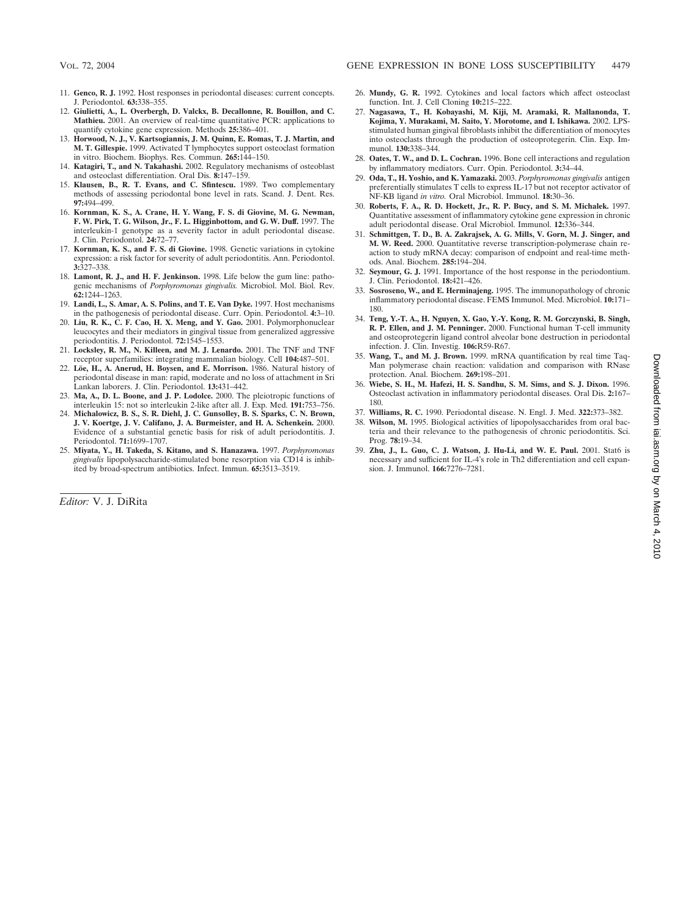11. **Genco, R. J.** 1992. Host responses in periodontal diseases: current concepts. J. Periodontol. **63:**338–355.
12. **Giulietti, A., L. Overbergh, D. Valckx, B. Decallonne, R. Bouillon, and C. Mathieu.** 2001. An overview of real-time quantitative PCR: applications to quantify cytokine gene expression. Methods **25:**386–401.
13. **Horwood, N. J., V. Kartsogiannis, J. M. Quinn, E. Romas, T. J. Martin, and M. T. Gillespie.** 1999. Activated T lymphocytes support osteoclast formation in vitro. Biochem. Biophys. Res. Commun. **265:**144–150.
14. **Katagiri, T., and N. Takahashi.** 2002. Regulatory mechanisms of osteoblast and osteoclast differentiation. Oral Dis. **8:**147–159.
15. **Klausen, B., R. T. Evans, and C. Sfintescu.** 1989. Two complementary methods of assessing periodontal bone level in rats. Scand. J. Dent. Res. **97:**494–499.
16. **Kornman, K. S., A. Crane, H. Y. Wang, F. S. di Giovine, M. G. Newman, F. W. Pirk, T. G. Wilson, Jr., F. L. Higginbottom, and G. W. Duff.** 1997. The interleukin-1 genotype as a severity factor in adult periodontal disease. J. Clin. Periodontol. **24:**72–77.
17. **Kornman, K. S., and F. S. di Giovine.** 1998. Genetic variations in cytokine expression: a risk factor for severity of adult periodontitis. Ann. Periodontol. **3:**327–338.
18. **Lamont, R. J., and H. F. Jenkinson.** 1998. Life below the gum line: pathogenic mechanisms of *Porphyromonas gingivalis.* Microbiol. Mol. Biol. Rev. **62:**1244–1263.
19. **Landi, L., S. Amar, A. S. Polins, and T. E. Van Dyke.** 1997. Host mechanisms in the pathogenesis of periodontal disease. Curr. Opin. Periodontol. **4:**3–10.
20. **Liu, R. K., C. F. Cao, H. X. Meng, and Y. Gao.** 2001. Polymorphonuclear leucocytes and their mediators in gingival tissue from generalized aggressive periodontitis. J. Periodontol. **72:**1545–1553.
21. **Locksley, R. M., N. Killeen, and M. J. Lenardo.** 2001. The TNF and TNF receptor superfamilies: integrating mammalian biology. Cell **104:**487–501.
22. **Löe, H., A. Anerud, H. Boysen, and E. Morrison.** 1986. Natural history of periodontal disease in man: rapid, moderate and no loss of attachment in Sri Lankan laborers. J. Clin. Periodontol. **13:**431–442.
23. **Ma, A., D. L. Boone, and J. P. Lodolce.** 2000. The pleiotropic functions of interleukin 15: not so interleukin 2-like after all. J. Exp. Med. **191:**753–756.
24. **Michalowicz, B. S., S. R. Diehl, J. C. Gunsolley, B. S. Sparks, C. N. Brown, J. V. Koertge, J. V. Califano, J. A. Burmeister, and H. A. Schenkein.** 2000. Evidence of a substantial genetic basis for risk of adult periodontitis. J. Periodontol. **71:**1699–1707.
25. **Miyata, Y., H. Takeda, S. Kitano, and S. Hanazawa.** 1997. *Porphyromonas gingivalis* lipopolysaccharide-stimulated bone resorption via CD14 is inhibited by broad-spectrum antibiotics. Infect. Immun. **65:**3513–3519.
26. **Mundy, G. R.** 1992. Cytokines and local factors which affect osteoclast function. Int. J. Cell Cloning **10:**215–222.
27. **Nagasawa, T., H. Kobayashi, M. Kiji, M. Aramaki, R. Mallanonda, T. Kojima, Y. Murakami, M. Saito, Y. Morotome, and I. Ishikawa.** 2002. LPS-stimulated human gingival fibroblasts inhibit the differentiation of monocytes into osteoclasts through the production of osteoprotegerin. Clin. Exp. Immunol. **130:**338–344.
28. **Oates, T. W., and D. L. Cochran.** 1996. Bone cell interactions and regulation by inflammatory mediators. Curr. Opin. Periodontol. **3:**34–44.
29. **Oda, T., H. Yoshio, and K. Yamazaki.** 2003. *Porphyromonas gingivalis* antigen preferentially stimulates T cells to express IL-17 but not receptor activator of NF-KB ligand *in vitro.* Oral Microbiol. Immunol. **18:**30–36.
30. **Roberts, F. A., R. D. Hockett, Jr., R. P. Bucy, and S. M. Michalek.** 1997. Quantitative assessment of inflammatory cytokine gene expression in chronic adult periodontal disease. Oral Microbiol. Immunol. **12:**336–344.
31. **Schmittgen, T. D., B. A. Zakrajsek, A. G. Mills, V. Gorn, M. J. Singer, and M. W. Reed.** 2000. Quantitative reverse transcription-polymerase chain reaction to study mRNA decay: comparison of endpoint and real-time methods. Anal. Biochem. **285:**194–204.
32. **Seymour, G. J.** 1991. Importance of the host response in the periodontium. J. Clin. Periodontol. **18:**421–426.
33. **Sosroseno, W., and E. Herminajeng.** 1995. The immunopathology of chronic inflammatory periodontal disease. FEMS Immunol. Med. Microbiol. **10:**171–180.
34. **Teng, Y.-T. A., H. Nguyen, X. Gao, Y.-Y. Kong, R. M. Gorczynski, B. Singh, R. P. Ellen, and J. M. Penninger.** 2000. Functional human T-cell immunity and osteoprotegerin ligand control alveolar bone destruction in periodontal infection. J. Clin. Investig. **106:**R59-R67.
35. **Wang, T., and M. J. Brown.** 1999. mRNA quantification by real time TaqMan polymerase chain reaction: validation and comparison with RNase protection. Anal. Biochem. **269:**198–201.
36. **Wiebe, S. H., M. Hafezi, H. S. Sandhu, S. M. Sims, and S. J. Dixon.** 1996. Osteoclast activation in inflammatory periodontal diseases. Oral Dis. **2:**167–180.
37. **Williams, R. C.** 1990. Periodontal disease. N. Engl. J. Med. **322:**373–382.
38. **Wilson, M.** 1995. Biological activities of lipopolysaccharides from oral bacteria and their relevance to the pathogenesis of chronic periodontitis. Sci. Prog. **78:**19–34.
39. **Zhu, J., L. Guo, C. J. Watson, J. Hu-Li, and W. E. Paul.** 2001. Stat6 is necessary and sufficient for IL-4's role in Th2 differentiation and cell expansion. J. Immunol. **166:**7276–7281.

*Editor:* V. J. DiRita